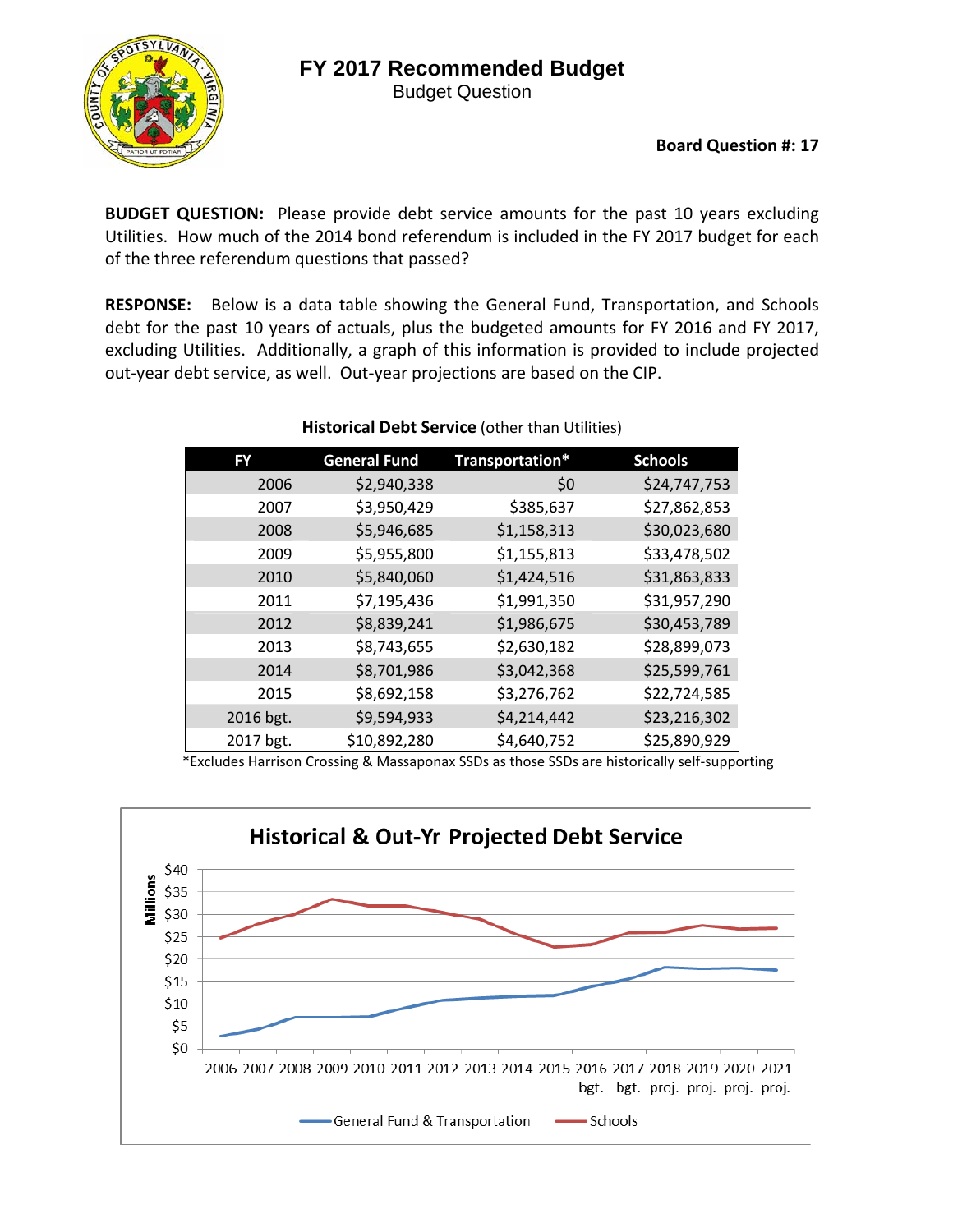# FY 2017 Recommended Budget

Budget Question

**Board Question #: 17**

**BUDGET QUESTION:** Please provide debt service amounts for the past 10 years excluding Utilities. How much of the 2014 bond referendum is included in the FY 2017 budget for each of the three referendum questions that passed?

**RESPONSE:** Below is a data table showing the General Fund, Transportation, and Schools debt for the past 10 years of actuals, plus the budgeted amounts for FY 2016 and FY 2017, excluding Utilities. Additionally, a graph of this information is provided to include projected out-year debt service, as well. Out-year projections are based on the CIP.

**Historical Debt Service** (other than Utilities)

| FY | General Fund | Transportation* | Schools |
|---|---|---|---|
| 2006 | $2,940,338 | $0 | $24,747,753 |
| 2007 | $3,950,429 | $385,637 | $27,862,853 |
| 2008 | $5,946,685 | $1,158,313 | $30,023,680 |
| 2009 | $5,955,800 | $1,155,813 | $33,478,502 |
| 2010 | $5,840,060 | $1,424,516 | $31,863,833 |
| 2011 | $7,195,436 | $1,991,350 | $31,957,290 |
| 2012 | $8,839,241 | $1,986,675 | $30,453,789 |
| 2013 | $8,743,655 | $2,630,182 | $28,899,073 |
| 2014 | $8,701,986 | $3,042,368 | $25,599,761 |
| 2015 | $8,692,158 | $3,276,762 | $22,724,585 |
| 2016 bgt. | $9,594,933 | $4,214,442 | $23,216,302 |
| 2017 bgt. | $10,892,280 | $4,640,752 | $25,890,929 |

*Excludes Harrison Crossing & Massaponax SSDs as those SSDs are historically self-supporting

**Historical & Out-Yr Projected Debt Service**

Millions: $0, $5, $10, $15, $20, $25, $30, $35, $40

2006, 2007, 2008, 2009, 2010, 2011, 2012, 2013, 2014, 2015, 2016 bgt., 2017 bgt., 2018 proj., 2019 proj., 2020 proj., 2021 proj.

General Fund & Transportation — Schools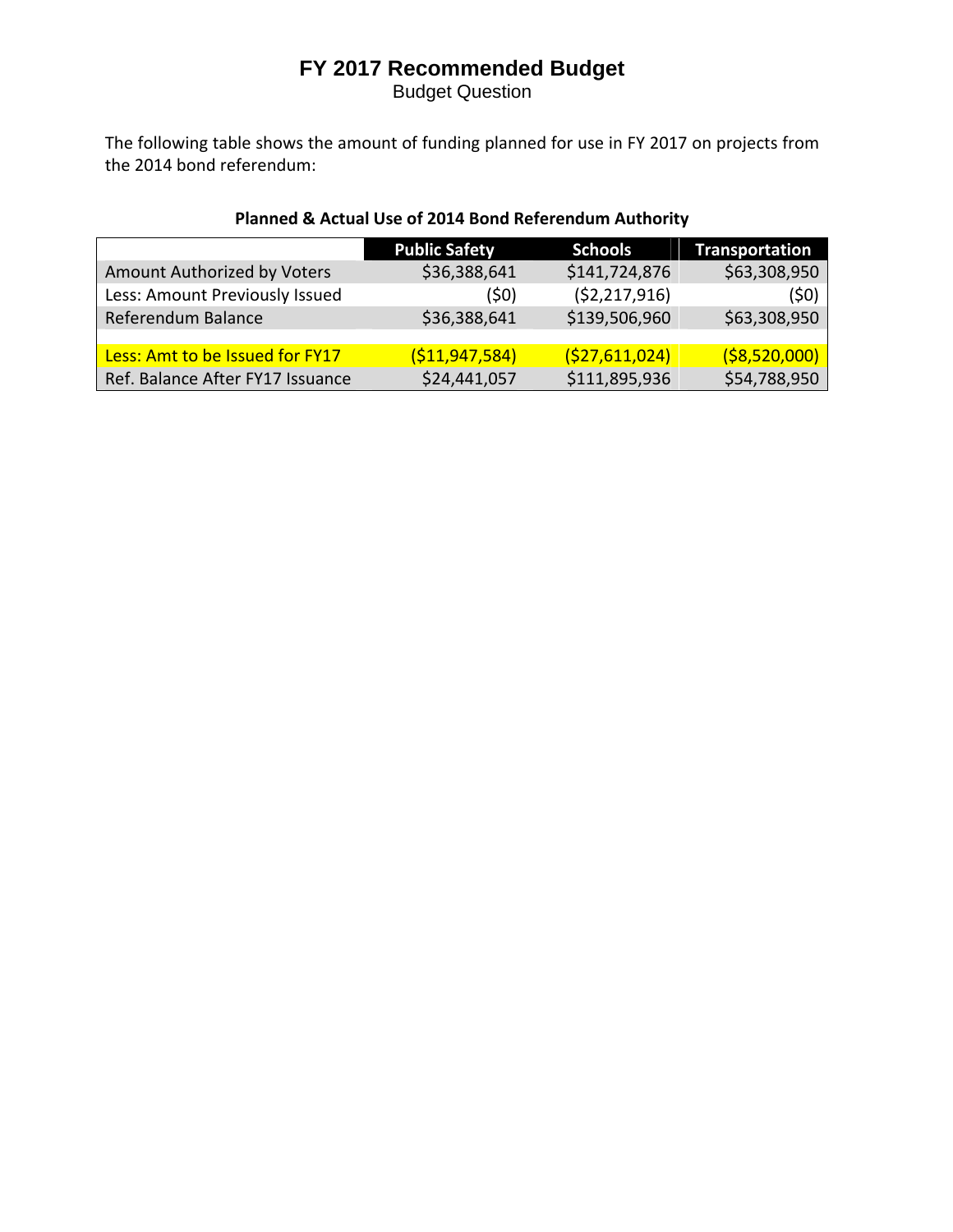# FY 2017 Recommended Budget

Budget Question

The following table shows the amount of funding planned for use in FY 2017 on projects from the 2014 bond referendum:

**Planned & Actual Use of 2014 Bond Referendum Authority**

| | Public Safety | Schools | Transportation |
|---|---|---|---|
| Amount Authorized by Voters | $36,388,641 | $141,724,876 | $63,308,950 |
| Less: Amount Previously Issued | ($0) | ($2,217,916) | ($0) |
| Referendum Balance | $36,388,641 | $139,506,960 | $63,308,950 |
| | | | |
| Less: Amt to be Issued for FY17 | ($11,947,584) | ($27,611,024) | ($8,520,000) |
| Ref. Balance After FY17 Issuance | $24,441,057 | $111,895,936 | $54,788,950 |